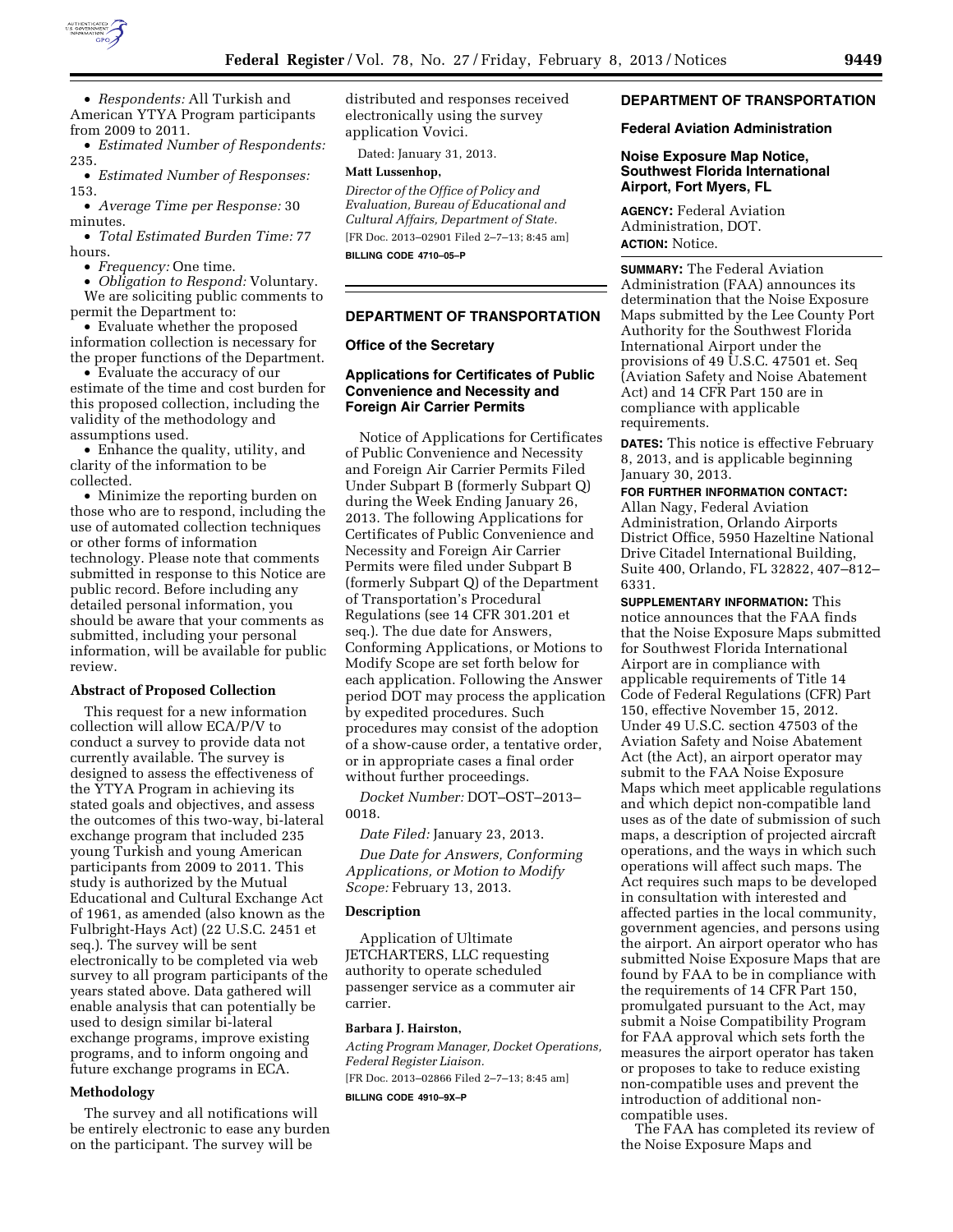- *Respondents:* All Turkish and American YTYA Program participants from 2009 to 2011.
- *Estimated Number of Respondents:* 235.
- *Estimated Number of Responses:* 153.
- *Average Time per Response:* 30 minutes.
- *Total Estimated Burden Time:* 77 hours.
- *Frequency:* One time.
- *Obligation to Respond:* Voluntary.

We are soliciting public comments to permit the Department to:

- Evaluate whether the proposed information collection is necessary for the proper functions of the Department.
- Evaluate the accuracy of our estimate of the time and cost burden for this proposed collection, including the validity of the methodology and assumptions used.
- Enhance the quality, utility, and clarity of the information to be collected.
- Minimize the reporting burden on those who are to respond, including the use of automated collection techniques or other forms of information technology. Please note that comments submitted in response to this Notice are public record. Before including any detailed personal information, you should be aware that your comments as submitted, including your personal information, will be available for public review.

**Abstract of Proposed Collection**

This request for a new information collection will allow ECA/P/V to conduct a survey to provide data not currently available. The survey is designed to assess the effectiveness of the YTYA Program in achieving its stated goals and objectives, and assess the outcomes of this two-way, bi-lateral exchange program that included 235 young Turkish and young American participants from 2009 to 2011. This study is authorized by the Mutual Educational and Cultural Exchange Act of 1961, as amended (also known as the Fulbright-Hays Act) (22 U.S.C. 2451 et seq.). The survey will be sent electronically to be completed via web survey to all program participants of the years stated above. Data gathered will enable analysis that can potentially be used to design similar bi-lateral exchange programs, improve existing programs, and to inform ongoing and future exchange programs in ECA.

**Methodology**

The survey and all notifications will be entirely electronic to ease any burden on the participant. The survey will be distributed and responses received electronically using the survey application Vovici.

Dated: January 31, 2013.

**Matt Lussenhop,**

*Director of the Office of Policy and Evaluation, Bureau of Educational and Cultural Affairs, Department of State.*

[FR Doc. 2013–02901 Filed 2–7–13; 8:45 am]

**BILLING CODE 4710–05–P**

## DEPARTMENT OF TRANSPORTATION

### Office of the Secretary

### Applications for Certificates of Public Convenience and Necessity and Foreign Air Carrier Permits

Notice of Applications for Certificates of Public Convenience and Necessity and Foreign Air Carrier Permits Filed Under Subpart B (formerly Subpart Q) during the Week Ending January 26, 2013. The following Applications for Certificates of Public Convenience and Necessity and Foreign Air Carrier Permits were filed under Subpart B (formerly Subpart Q) of the Department of Transportation's Procedural Regulations (see 14 CFR 301.201 et seq.). The due date for Answers, Conforming Applications, or Motions to Modify Scope are set forth below for each application. Following the Answer period DOT may process the application by expedited procedures. Such procedures may consist of the adoption of a show-cause order, a tentative order, or in appropriate cases a final order without further proceedings.

*Docket Number:* DOT–OST–2013–0018.

*Date Filed:* January 23, 2013.

*Due Date for Answers, Conforming Applications, or Motion to Modify Scope:* February 13, 2013.

**Description**

Application of Ultimate JETCHARTERS, LLC requesting authority to operate scheduled passenger service as a commuter air carrier.

**Barbara J. Hairston,**

*Acting Program Manager, Docket Operations, Federal Register Liaison.*

[FR Doc. 2013–02866 Filed 2–7–13; 8:45 am]

**BILLING CODE 4910–9X–P**

## DEPARTMENT OF TRANSPORTATION

### Federal Aviation Administration

### Noise Exposure Map Notice, Southwest Florida International Airport, Fort Myers, FL

**AGENCY:** Federal Aviation Administration, DOT.

**ACTION:** Notice.

**SUMMARY:** The Federal Aviation Administration (FAA) announces its determination that the Noise Exposure Maps submitted by the Lee County Port Authority for the Southwest Florida International Airport under the provisions of 49 U.S.C. 47501 et. Seq (Aviation Safety and Noise Abatement Act) and 14 CFR Part 150 are in compliance with applicable requirements.

**DATES:** This notice is effective February 8, 2013, and is applicable beginning January 30, 2013.

**FOR FURTHER INFORMATION CONTACT:** Allan Nagy, Federal Aviation Administration, Orlando Airports District Office, 5950 Hazeltine National Drive Citadel International Building, Suite 400, Orlando, FL 32822, 407–812–6331.

**SUPPLEMENTARY INFORMATION:** This notice announces that the FAA finds that the Noise Exposure Maps submitted for Southwest Florida International Airport are in compliance with applicable requirements of Title 14 Code of Federal Regulations (CFR) Part 150, effective November 15, 2012. Under 49 U.S.C. section 47503 of the Aviation Safety and Noise Abatement Act (the Act), an airport operator may submit to the FAA Noise Exposure Maps which meet applicable regulations and which depict non-compatible land uses as of the date of submission of such maps, a description of projected aircraft operations, and the ways in which such operations will affect such maps. The Act requires such maps to be developed in consultation with interested and affected parties in the local community, government agencies, and persons using the airport. An airport operator who has submitted Noise Exposure Maps that are found by FAA to be in compliance with the requirements of 14 CFR Part 150, promulgated pursuant to the Act, may submit a Noise Compatibility Program for FAA approval which sets forth the measures the airport operator has taken or proposes to take to reduce existing non-compatible uses and prevent the introduction of additional non-compatible uses.

The FAA has completed its review of the Noise Exposure Maps and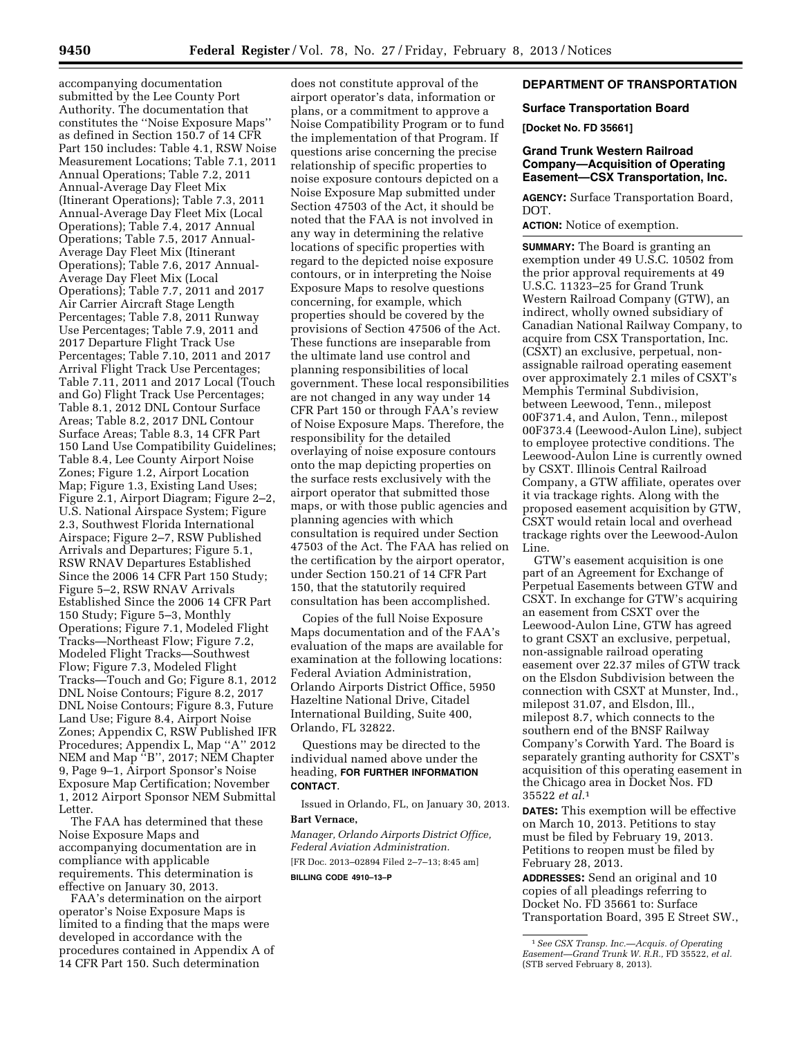accompanying documentation submitted by the Lee County Port Authority. The documentation that constitutes the ''Noise Exposure Maps'' as defined in Section 150.7 of 14 CFR Part 150 includes: Table 4.1, RSW Noise Measurement Locations; Table 7.1, 2011 Annual Operations; Table 7.2, 2011 Annual-Average Day Fleet Mix (Itinerant Operations); Table 7.3, 2011 Annual-Average Day Fleet Mix (Local Operations); Table 7.4, 2017 Annual Operations; Table 7.5, 2017 Annual-Average Day Fleet Mix (Itinerant Operations); Table 7.6, 2017 Annual-Average Day Fleet Mix (Local Operations); Table 7.7, 2011 and 2017 Air Carrier Aircraft Stage Length Percentages; Table 7.8, 2011 Runway Use Percentages; Table 7.9, 2011 and 2017 Departure Flight Track Use Percentages; Table 7.10, 2011 and 2017 Arrival Flight Track Use Percentages; Table 7.11, 2011 and 2017 Local (Touch and Go) Flight Track Use Percentages; Table 8.1, 2012 DNL Contour Surface Areas; Table 8.2, 2017 DNL Contour Surface Areas; Table 8.3, 14 CFR Part 150 Land Use Compatibility Guidelines; Table 8.4, Lee County Airport Noise Zones; Figure 1.2, Airport Location Map; Figure 1.3, Existing Land Uses; Figure 2.1, Airport Diagram; Figure 2–2, U.S. National Airspace System; Figure 2.3, Southwest Florida International Airspace; Figure 2–7, RSW Published Arrivals and Departures; Figure 5.1, RSW RNAV Departures Established Since the 2006 14 CFR Part 150 Study; Figure 5–2, RSW RNAV Arrivals Established Since the 2006 14 CFR Part 150 Study; Figure 5–3, Monthly Operations; Figure 7.1, Modeled Flight Tracks—Northeast Flow; Figure 7.2, Modeled Flight Tracks—Southwest Flow; Figure 7.3, Modeled Flight Tracks—Touch and Go; Figure 8.1, 2012 DNL Noise Contours; Figure 8.2, 2017 DNL Noise Contours; Figure 8.3, Future Land Use; Figure 8.4, Airport Noise Zones; Appendix C, RSW Published IFR Procedures; Appendix L, Map ''A'' 2012 NEM and Map ''B'', 2017; NEM Chapter 9, Page 9–1, Airport Sponsor's Noise Exposure Map Certification; November 1, 2012 Airport Sponsor NEM Submittal Letter.

The FAA has determined that these Noise Exposure Maps and accompanying documentation are in compliance with applicable requirements. This determination is effective on January 30, 2013.

FAA's determination on the airport operator's Noise Exposure Maps is limited to a finding that the maps were developed in accordance with the procedures contained in Appendix A of 14 CFR Part 150. Such determination does not constitute approval of the airport operator's data, information or plans, or a commitment to approve a Noise Compatibility Program or to fund the implementation of that Program. If questions arise concerning the precise relationship of specific properties to noise exposure contours depicted on a Noise Exposure Map submitted under Section 47503 of the Act, it should be noted that the FAA is not involved in any way in determining the relative locations of specific properties with regard to the depicted noise exposure contours, or in interpreting the Noise Exposure Maps to resolve questions concerning, for example, which properties should be covered by the provisions of Section 47506 of the Act. These functions are inseparable from the ultimate land use control and planning responsibilities of local government. These local responsibilities are not changed in any way under 14 CFR Part 150 or through FAA's review of Noise Exposure Maps. Therefore, the responsibility for the detailed overlaying of noise exposure contours onto the map depicting properties on the surface rests exclusively with the airport operator that submitted those maps, or with those public agencies and planning agencies with which consultation is required under Section 47503 of the Act. The FAA has relied on the certification by the airport operator, under Section 150.21 of 14 CFR Part 150, that the statutorily required consultation has been accomplished.

Copies of the full Noise Exposure Maps documentation and of the FAA's evaluation of the maps are available for examination at the following locations: Federal Aviation Administration, Orlando Airports District Office, 5950 Hazeltine National Drive, Citadel International Building, Suite 400, Orlando, FL 32822.

Questions may be directed to the individual named above under the heading, **FOR FURTHER INFORMATION CONTACT**.

Issued in Orlando, FL, on January 30, 2013.

**Bart Vernace,**

*Manager, Orlando Airports District Office, Federal Aviation Administration.*

[FR Doc. 2013–02894 Filed 2–7–13; 8:45 am]

**BILLING CODE 4910–13–P**

## DEPARTMENT OF TRANSPORTATION

### Surface Transportation Board

**[Docket No. FD 35661]**

### Grand Trunk Western Railroad Company—Acquisition of Operating Easement—CSX Transportation, Inc.

**AGENCY:** Surface Transportation Board, DOT.

**ACTION:** Notice of exemption.

**SUMMARY:** The Board is granting an exemption under 49 U.S.C. 10502 from the prior approval requirements at 49 U.S.C. 11323–25 for Grand Trunk Western Railroad Company (GTW), an indirect, wholly owned subsidiary of Canadian National Railway Company, to acquire from CSX Transportation, Inc. (CSXT) an exclusive, perpetual, non-assignable railroad operating easement over approximately 2.1 miles of CSXT's Memphis Terminal Subdivision, between Leewood, Tenn., milepost 00F371.4, and Aulon, Tenn., milepost 00F373.4 (Leewood-Aulon Line), subject to employee protective conditions. The Leewood-Aulon Line is currently owned by CSXT. Illinois Central Railroad Company, a GTW affiliate, operates over it via trackage rights. Along with the proposed easement acquisition by GTW, CSXT would retain local and overhead trackage rights over the Leewood-Aulon Line.

GTW's easement acquisition is one part of an Agreement for Exchange of Perpetual Easements between GTW and CSXT. In exchange for GTW's acquiring an easement from CSXT over the Leewood-Aulon Line, GTW has agreed to grant CSXT an exclusive, perpetual, non-assignable railroad operating easement over 22.37 miles of GTW track on the Elsdon Subdivision between the connection with CSXT at Munster, Ind., milepost 31.07, and Elsdon, Ill., milepost 8.7, which connects to the southern end of the BNSF Railway Company's Corwith Yard. The Board is separately granting authority for CSXT's acquisition of this operating easement in the Chicago area in Docket Nos. FD 35522 *et al.*[1]

**DATES:** This exemption will be effective on March 10, 2013. Petitions to stay must be filed by February 19, 2013. Petitions to reopen must be filed by February 28, 2013.

**ADDRESSES:** Send an original and 10 copies of all pleadings referring to Docket No. FD 35661 to: Surface Transportation Board, 395 E Street SW.,

[1] *See CSX Transp. Inc.—Acquis. of Operating Easement—Grand Trunk W. R.R.*, FD 35522, *et al.* (STB served February 8, 2013).